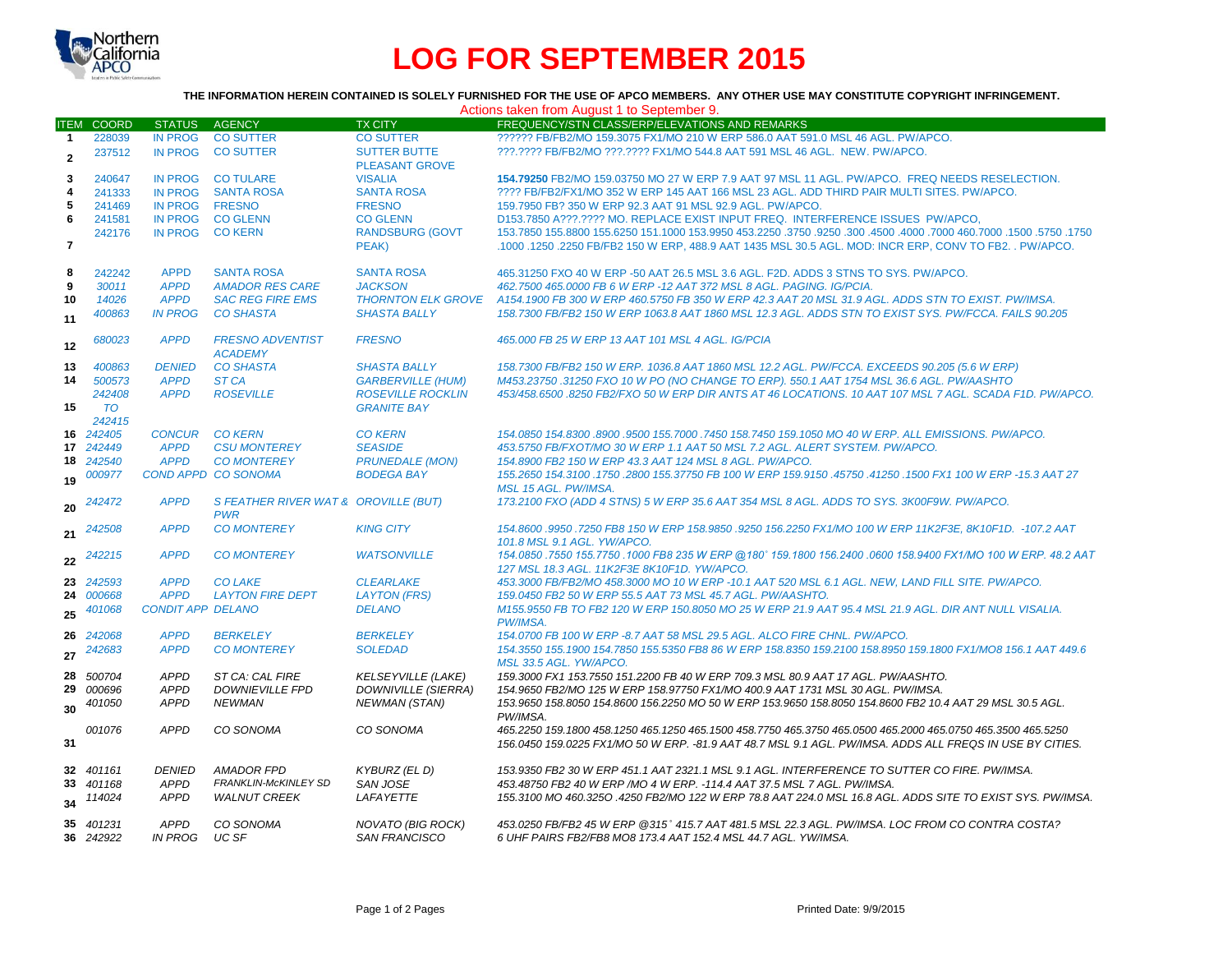# LOG FOR SEPTEMBER 2015

**THE INFORMATION HEREIN CONTAINED IS SOLELY FURNISHED FOR THE USE OF APCO MEMBERS. ANY OTHER USE MAY CONSTITUTE COPYRIGHT INFRINGEMENT.**

Actions taken from August 1 to September 9.

| ITEM | COORD | STATUS | AGENCY | TX CITY | FREQUENCY/STN CLASS/ERP/ELEVATIONS AND REMARKS |
|---|---|---|---|---|---|
| 1 | 228039 | IN PROG | CO SUTTER | CO SUTTER | ?????? FB/FB2/MO 159.3075 FX1/MO 210 W ERP 586.0 AAT 591.0 MSL 46 AGL. PW/APCO. |
| 2 | 237512 | IN PROG | CO SUTTER | SUTTER BUTTE PLEASANT GROVE | ???.???? FB/FB2/MO ???.???? FX1/MO 544.8 AAT 591 MSL 46 AGL. NEW. PW/APCO. |
| 3 | 240647 | IN PROG | CO TULARE | VISALIA | **154.79250** FB2/MO 159.03750 MO 27 W ERP 7.9 AAT 97 MSL 11 AGL. PW/APCO. FREQ NEEDS RESELECTION. |
| 4 | 241333 | IN PROG | SANTA ROSA | SANTA ROSA | ???? FB/FB2/FX1/MO 352 W ERP 145 AAT 166 MSL 23 AGL. ADD THIRD PAIR MULTI SITES. PW/APCO. |
| 5 | 241469 | IN PROG | FRESNO | FRESNO | 159.7950 FB? 350 W ERP 92.3 AAT 91 MSL 92.9 AGL. PW/APCO. |
| 6 | 241581 | IN PROG | CO GLENN | CO GLENN | D153.7850 A???.???? MO. REPLACE EXIST INPUT FREQ. INTERFERENCE ISSUES PW/APCO, |
| 7 | 242176 | IN PROG | CO KERN | RANDSBURG (GOVT PEAK) | 153.7850 155.8800 155.6250 151.1000 153.9950 453.2250 .3750 .9250 .300 .4500 .4000 .7000 460.7000 .1500 .5750 .1750 .1000 .1250 .2250 FB/FB2 150 W ERP, 488.9 AAT 1435 MSL 30.5 AGL. MOD: INCR ERP, CONV TO FB2. . PW/APCO. |
| 8 | 242242 | APPD | SANTA ROSA | SANTA ROSA | 465.31250 FXO 40 W ERP -50 AAT 26.5 MSL 3.6 AGL. F2D. ADDS 3 STNS TO SYS. PW/APCO. |
| 9 | *30011* | *APPD* | *AMADOR RES CARE* | *JACKSON* | *462.7500 465.0000 FB 6 W ERP -12 AAT 372 MSL 8 AGL. PAGING. IG/PCIA.* |
| 10 | *14026* | *APPD* | *SAC REG FIRE EMS* | *THORNTON ELK GROVE* | *A154.1900 FB 300 W ERP 460.5750 FB 350 W ERP 42.3 AAT 20 MSL 31.9 AGL. ADDS STN TO EXIST. PW/IMSA.* |
| 11 | *400863* | *IN PROG* | *CO SHASTA* | *SHASTA BALLY* | *158.7300 FB/FB2 150 W ERP 1063.8 AAT 1860 MSL 12.3 AGL. ADDS STN TO EXIST SYS. PW/FCCA. FAILS 90.205* |
| 12 | *680023* | *APPD* | *FRESNO ADVENTIST ACADEMY* | *FRESNO* | *465.000 FB 25 W ERP 13 AAT 101 MSL 4 AGL. IG/PCIA* |
| 13 | *400863* | *DENIED* | *CO SHASTA* | *SHASTA BALLY* | *158.7300 FB/FB2 150 W ERP. 1036.8 AAT 1860 MSL 12.2 AGL. PW/FCCA. EXCEEDS 90.205 (5.6 W ERP)* |
| 14 | *500573* | *APPD* | *ST CA* | *GARBERVILLE (HUM)* | *M453.23750 .31250 FXO 10 W PO (NO CHANGE TO ERP). 550.1 AAT 1754 MSL 36.6 AGL. PW/AASHTO* |
| 15 | *242408 TO 242415* | *APPD* | *ROSEVILLE* | *ROSEVILLE ROCKLIN GRANITE BAY* | *453/458.6500 .8250 FB2/FXO 50 W ERP DIR ANTS AT 46 LOCATIONS. 10 AAT 107 MSL 7 AGL. SCADA F1D. PW/APCO.* |
| 16 | *242405* | *CONCUR* | *CO KERN* | *CO KERN* | *154.0850 154.8300 .8900 .9500 155.7000 .7450 158.7450 159.1050 MO 40 W ERP. ALL EMISSIONS. PW/APCO.* |
| 17 | *242449* | *APPD* | *CSU MONTEREY* | *SEASIDE* | *453.5750 FB/FXOT/MO 30 W ERP 1.1 AAT 50 MSL 7.2 AGL. ALERT SYSTEM. PW/APCO.* |
| 18 | *242540* | *APPD* | *CO MONTEREY* | *PRUNEDALE (MON)* | *154.8900 FB2 150 W ERP 43.3 AAT 124 MSL 8 AGL. PW/APCO.* |
| 19 | *000977* | *COND APPD* | *CO SONOMA* | *BODEGA BAY* | *155.2650 154.3100 .1750 .2800 155.37750 FB 100 W ERP 159.9150 .45750 .41250 .1500 FX1 100 W ERP -15.3 AAT 27 MSL 15 AGL. PW/IMSA.* |
| 20 | *242472* | *APPD* | *S FEATHER RIVER WAT & PWR* | *OROVILLE (BUT)* | *173.2100 FXO (ADD 4 STNS) 5 W ERP 35.6 AAT 354 MSL 8 AGL. ADDS TO SYS. 3K00F9W. PW/APCO.* |
| 21 | *242508* | *APPD* | *CO MONTEREY* | *KING CITY* | *154.8600 .9950 .7250 FB8 150 W ERP 158.9850 .9250 156.2250 FX1/MO 100 W ERP 11K2F3E, 8K10F1D. -107.2 AAT 101.8 MSL 9.1 AGL. YW/APCO.* |
| 22 | *242215* | *APPD* | *CO MONTEREY* | *WATSONVILLE* | *154.0850 .7550 155.7750 .1000 FB8 235 W ERP @180° 159.1800 156.2400 .0600 158.9400 FX1/MO 100 W ERP. 48.2 AAT 127 MSL 18.3 AGL. 11K2F3E 8K10F1D. YW/APCO.* |
| 23 | *242593* | *APPD* | *CO LAKE* | *CLEARLAKE* | *453.3000 FB/FB2/MO 458.3000 MO 10 W ERP -10.1 AAT 520 MSL 6.1 AGL. NEW, LAND FILL SITE. PW/APCO.* |
| 24 | *000668* | *APPD* | *LAYTON FIRE DEPT* | *LAYTON (FRS)* | *159.0450 FB2 50 W ERP 55.5 AAT 73 MSL 45.7 AGL. PW/AASHTO.* |
| 25 | *401068* | *CONDIT APP* | *DELANO* | *DELANO* | *M155.9550 FB TO FB2 120 W ERP 150.8050 MO 25 W ERP 21.9 AAT 95.4 MSL 21.9 AGL. DIR ANT NULL VISALIA. PW/IMSA.* |
| 26 | *242068* | *APPD* | *BERKELEY* | *BERKELEY* | *154.0700 FB 100 W ERP -8.7 AAT 58 MSL 29.5 AGL. ALCO FIRE CHNL. PW/APCO.* |
| 27 | *242683* | *APPD* | *CO MONTEREY* | *SOLEDAD* | *154.3550 155.1900 154.7850 155.5350 FB8 86 W ERP 158.8350 159.2100 158.8950 159.1800 FX1/MO8 156.1 AAT 449.6 MSL 33.5 AGL. YW/APCO.* |
| 28 | *500704* | *APPD* | *ST CA: CAL FIRE* | *KELSEYVILLE (LAKE)* | *159.3000 FX1 153.7550 151.2200 FB 40 W ERP 709.3 MSL 80.9 AAT 17 AGL. PW/AASHTO.* |
| 29 | *000696* | *APPD* | *DOWNIEVILLE FPD* | *DOWNIVILLE (SIERRA)* | *154.9650 FB2/MO 125 W ERP 158.97750 FX1/MO 400.9 AAT 1731 MSL 30 AGL. PW/IMSA.* |
| 30 | *401050* | *APPD* | *NEWMAN* | *NEWMAN (STAN)* | *153.9650 158.8050 154.8600 156.2250 MO 50 W ERP 153.9650 158.8050 154.8600 FB2 10.4 AAT 29 MSL 30.5 AGL. PW/IMSA.* |
| 31 | *001076* | *APPD* | *CO SONOMA* | *CO SONOMA* | *465.2250 159.1800 458.1250 465.1250 465.1500 458.7750 465.3750 465.0500 465.2000 465.0750 465.3500 465.5250 156.0450 159.0225 FX1/MO 50 W ERP. -81.9 AAT 48.7 MSL 9.1 AGL. PW/IMSA. ADDS ALL FREQS IN USE BY CITIES.* |
| 32 | *401161* | *DENIED* | *AMADOR FPD* | *KYBURZ (EL D)* | *153.9350 FB2 30 W ERP 451.1 AAT 2321.1 MSL 9.1 AGL. INTERFERENCE TO SUTTER CO FIRE. PW/IMSA.* |
| 33 | *401168* | *APPD* | *FRANKLIN-McKINLEY SD* | *SAN JOSE* | *453.48750 FB2 40 W ERP /MO 4 W ERP. -114.4 AAT 37.5 MSL 7 AGL. PW/IMSA.* |
| 34 | *114024* | *APPD* | *WALNUT CREEK* | *LAFAYETTE* | *155.3100 MO 460.325O .4250 FB2/MO 122 W ERP 78.8 AAT 224.0 MSL 16.8 AGL. ADDS SITE TO EXIST SYS. PW/IMSA.* |
| 35 | *401231* | *APPD* | *CO SONOMA* | *NOVATO (BIG ROCK)* | *453.0250 FB/FB2 45 W ERP @315° 415.7 AAT 481.5 MSL 22.3 AGL. PW/IMSA. LOC FROM CO CONTRA COSTA?* |
| 36 | *242922* | *IN PROG* | *UC SF* | *SAN FRANCISCO* | *6 UHF PAIRS FB2/FB8 MO8 173.4 AAT 152.4 MSL 44.7 AGL. YW/IMSA.* |

Printed Date: 9/9/2015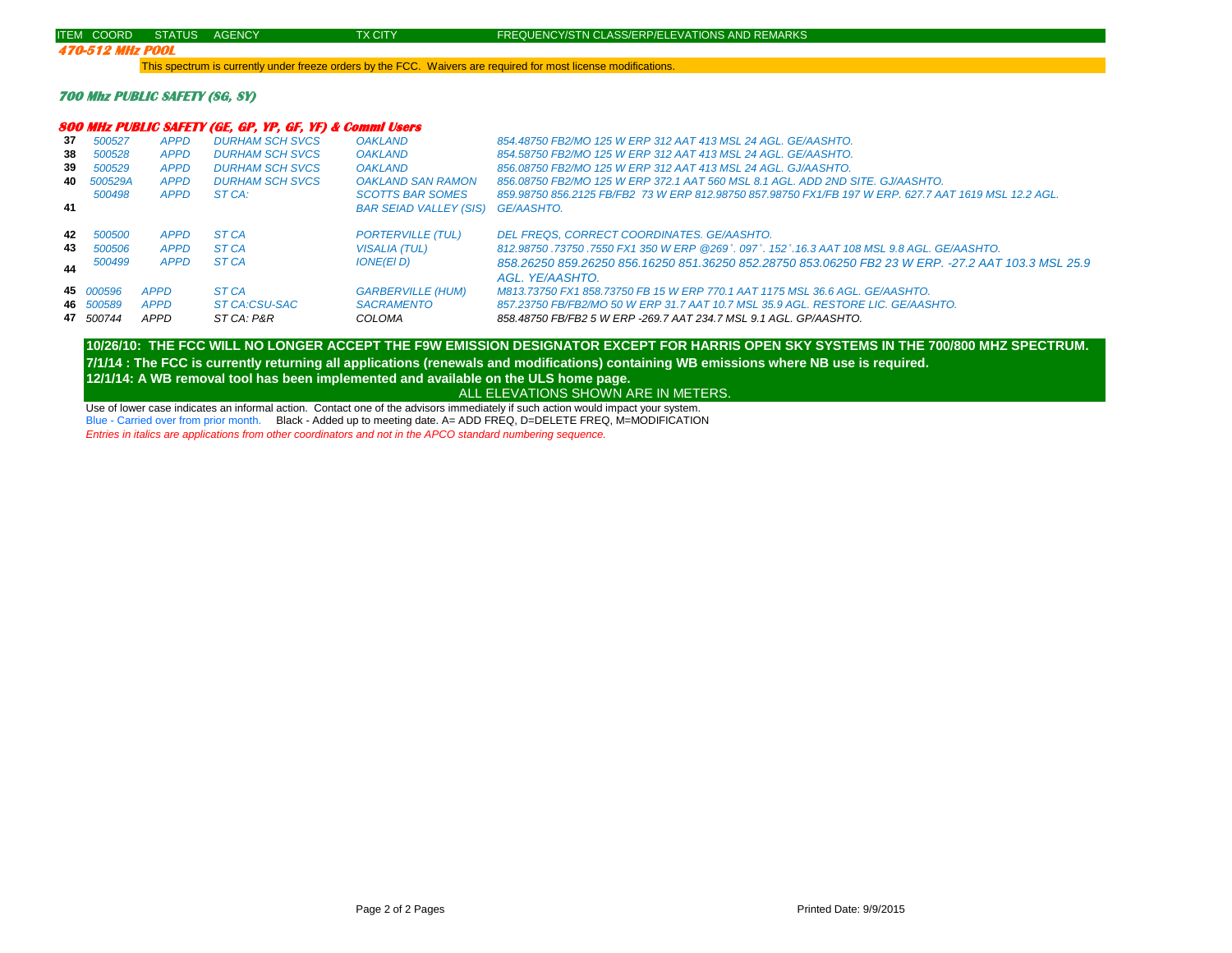| ITEM | COORD | STATUS | AGENCY | TX CITY | FREQUENCY/STN CLASS/ERP/ELEVATIONS AND REMARKS |
|---|---|---|---|---|---|
| **470-512 MHz POOL** | | | | | |
| | | | | | This spectrum is currently under freeze orders by the FCC. Waivers are required for most license modifications. |
| **700 Mhz PUBLIC SAFETY (SG, SY)** | | | | | |
| **800 MHz PUBLIC SAFETY (GE, GP, YP, GF, YF) & Comml Users** | | | | | |
| 37 | *500527* | *APPD* | *DURHAM SCH SVCS* | *OAKLAND* | *854.48750 FB2/MO 125 W ERP 312 AAT 413 MSL 24 AGL. GE/AASHTO.* |
| 38 | *500528* | *APPD* | *DURHAM SCH SVCS* | *OAKLAND* | *854.58750 FB2/MO 125 W ERP 312 AAT 413 MSL 24 AGL. GE/AASHTO.* |
| 39 | *500529* | *APPD* | *DURHAM SCH SVCS* | *OAKLAND* | *856.08750 FB2/MO 125 W ERP 312 AAT 413 MSL 24 AGL. GJ/AASHTO.* |
| 40 | *500529A* | *APPD* | *DURHAM SCH SVCS* | *OAKLAND SAN RAMON* | *856.08750 FB2/MO 125 W ERP 372.1 AAT 560 MSL 8.1 AGL. ADD 2ND SITE. GJ/AASHTO.* |
| 41 | *500498* | *APPD* | *ST CA:* | *SCOTTS BAR SOMES BAR SEIAD VALLEY (SIS)* | *859.98750 856.2125 FB/FB2 73 W ERP 812.98750 857.98750 FX1/FB 197 W ERP. 627.7 AAT 1619 MSL 12.2 AGL. GE/AASHTO.* |
| 42 | *500500* | *APPD* | *ST CA* | *PORTERVILLE (TUL)* | *DEL FREQS, CORRECT COORDINATES. GE/AASHTO.* |
| 43 | *500506* | *APPD* | *ST CA* | *VISALIA (TUL)* | *812.98750 .73750 .7550 FX1 350 W ERP @269˚. 097˚. 152˚.16.3 AAT 108 MSL 9.8 AGL. GE/AASHTO.* |
| 44 | *500499* | *APPD* | *ST CA* | *IONE(El D)* | *858.26250 859.26250 856.16250 851.36250 852.28750 853.06250 FB2 23 W ERP. -27.2 AAT 103.3 MSL 25.9 AGL. YE/AASHTO.* |
| 45 | *000596* | *APPD* | *ST CA* | *GARBERVILLE (HUM)* | *M813.73750 FX1 858.73750 FB 15 W ERP 770.1 AAT 1175 MSL 36.6 AGL. GE/AASHTO.* |
| 46 | *500589* | *APPD* | *ST CA:CSU-SAC* | *SACRAMENTO* | *857.23750 FB/FB2/MO 50 W ERP 31.7 AAT 10.7 MSL 35.9 AGL. RESTORE LIC. GE/AASHTO.* |
| 47 | *500744* | *APPD* | *ST CA: P&R* | *COLOMA* | *858.48750 FB/FB2 5 W ERP -269.7 AAT 234.7 MSL 9.1 AGL. GP/AASHTO.* |

**10/26/10: THE FCC WILL NO LONGER ACCEPT THE F9W EMISSION DESIGNATOR EXCEPT FOR HARRIS OPEN SKY SYSTEMS IN THE 700/800 MHZ SPECTRUM.**
**7/1/14 : The FCC is currently returning all applications (renewals and modifications) containing WB emissions where NB use is required.**
**12/1/14: A WB removal tool has been implemented and available on the ULS home page.**

ALL ELEVATIONS SHOWN ARE IN METERS.

Use of lower case indicates an informal action. Contact one of the advisors immediately if such action would impact your system.

Blue - Carried over from prior month. Black - Added up to meeting date. A= ADD FREQ, D=DELETE FREQ, M=MODIFICATION

*Entries in italics are applications from other coordinators and not in the APCO standard numbering sequence.*

Printed Date: 9/9/2015